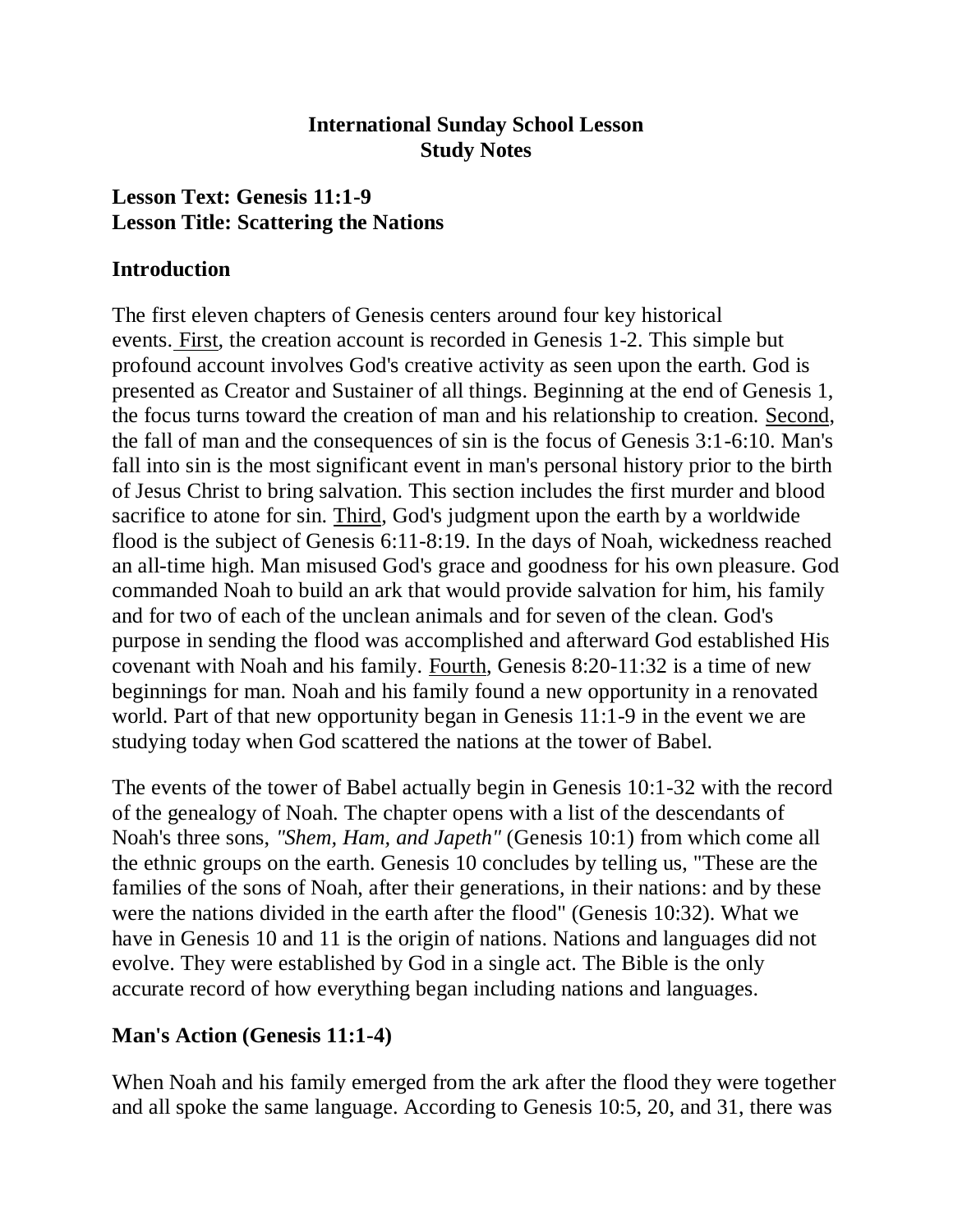**International Sunday School Lesson**
**Study Notes**

## Lesson Text: Genesis 11:1-9
## Lesson Title: Scattering the Nations

### Introduction

The first eleven chapters of Genesis centers around four key historical events. First, the creation account is recorded in Genesis 1-2. This simple but profound account involves God's creative activity as seen upon the earth. God is presented as Creator and Sustainer of all things. Beginning at the end of Genesis 1, the focus turns toward the creation of man and his relationship to creation. Second, the fall of man and the consequences of sin is the focus of Genesis 3:1-6:10. Man's fall into sin is the most significant event in man's personal history prior to the birth of Jesus Christ to bring salvation. This section includes the first murder and blood sacrifice to atone for sin. Third, God's judgment upon the earth by a worldwide flood is the subject of Genesis 6:11-8:19. In the days of Noah, wickedness reached an all-time high. Man misused God's grace and goodness for his own pleasure. God commanded Noah to build an ark that would provide salvation for him, his family and for two of each of the unclean animals and for seven of the clean. God's purpose in sending the flood was accomplished and afterward God established His covenant with Noah and his family. Fourth, Genesis 8:20-11:32 is a time of new beginnings for man. Noah and his family found a new opportunity in a renovated world. Part of that new opportunity began in Genesis 11:1-9 in the event we are studying today when God scattered the nations at the tower of Babel.

The events of the tower of Babel actually begin in Genesis 10:1-32 with the record of the genealogy of Noah. The chapter opens with a list of the descendants of Noah's three sons, *"Shem, Ham, and Japeth"* (Genesis 10:1) from which come all the ethnic groups on the earth. Genesis 10 concludes by telling us, "These are the families of the sons of Noah, after their generations, in their nations: and by these were the nations divided in the earth after the flood" (Genesis 10:32). What we have in Genesis 10 and 11 is the origin of nations. Nations and languages did not evolve. They were established by God in a single act. The Bible is the only accurate record of how everything began including nations and languages.

### Man's Action (Genesis 11:1-4)

When Noah and his family emerged from the ark after the flood they were together and all spoke the same language. According to Genesis 10:5, 20, and 31, there was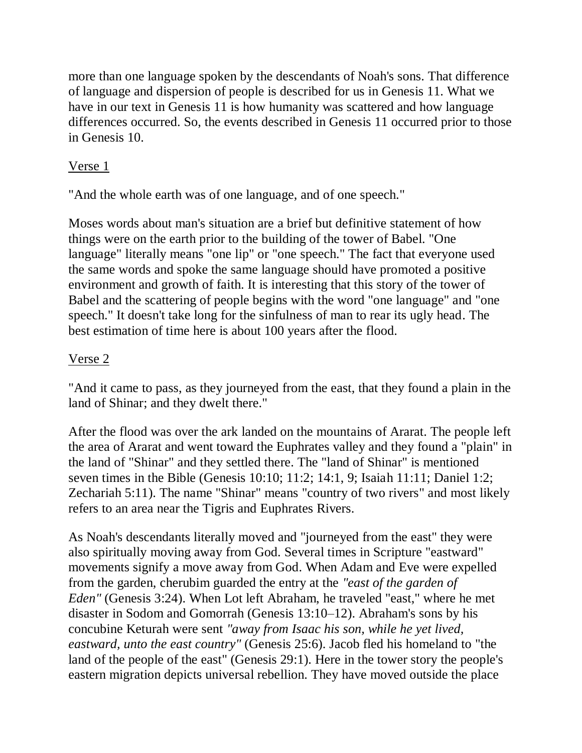more than one language spoken by the descendants of Noah's sons. That difference of language and dispersion of people is described for us in Genesis 11. What we have in our text in Genesis 11 is how humanity was scattered and how language differences occurred. So, the events described in Genesis 11 occurred prior to those in Genesis 10.

Verse 1

"And the whole earth was of one language, and of one speech."

Moses words about man's situation are a brief but definitive statement of how things were on the earth prior to the building of the tower of Babel. "One language" literally means "one lip" or "one speech." The fact that everyone used the same words and spoke the same language should have promoted a positive environment and growth of faith. It is interesting that this story of the tower of Babel and the scattering of people begins with the word "one language" and "one speech." It doesn't take long for the sinfulness of man to rear its ugly head. The best estimation of time here is about 100 years after the flood.

Verse 2

"And it came to pass, as they journeyed from the east, that they found a plain in the land of Shinar; and they dwelt there."

After the flood was over the ark landed on the mountains of Ararat. The people left the area of Ararat and went toward the Euphrates valley and they found a "plain" in the land of "Shinar" and they settled there. The "land of Shinar" is mentioned seven times in the Bible (Genesis 10:10; 11:2; 14:1, 9; Isaiah 11:11; Daniel 1:2; Zechariah 5:11). The name "Shinar" means "country of two rivers" and most likely refers to an area near the Tigris and Euphrates Rivers.

As Noah's descendants literally moved and "journeyed from the east" they were also spiritually moving away from God. Several times in Scripture "eastward" movements signify a move away from God. When Adam and Eve were expelled from the garden, cherubim guarded the entry at the *"east of the garden of Eden"* (Genesis 3:24). When Lot left Abraham, he traveled "east," where he met disaster in Sodom and Gomorrah (Genesis 13:10–12). Abraham's sons by his concubine Keturah were sent *"away from Isaac his son, while he yet lived, eastward, unto the east country"* (Genesis 25:6). Jacob fled his homeland to "the land of the people of the east" (Genesis 29:1). Here in the tower story the people's eastern migration depicts universal rebellion. They have moved outside the place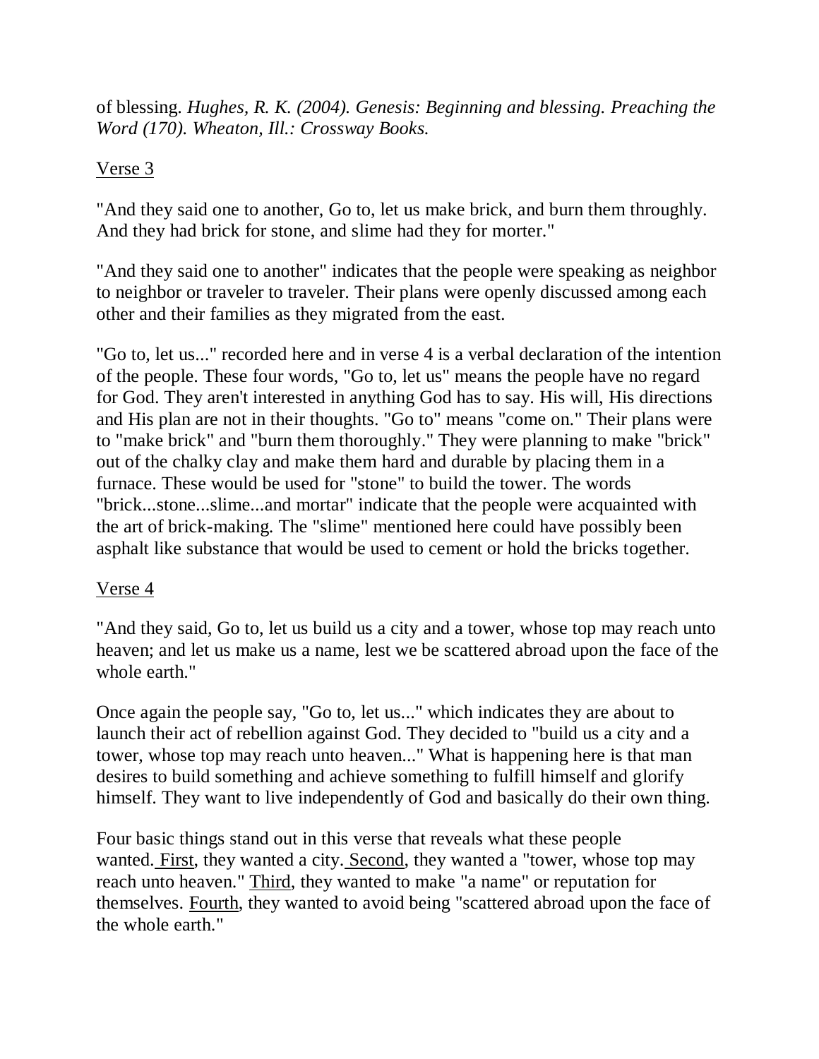of blessing. *Hughes, R. K. (2004). Genesis: Beginning and blessing. Preaching the Word (170). Wheaton, Ill.: Crossway Books.*

<u>Verse 3</u>

"And they said one to another, Go to, let us make brick, and burn them throughly. And they had brick for stone, and slime had they for morter."

"And they said one to another" indicates that the people were speaking as neighbor to neighbor or traveler to traveler. Their plans were openly discussed among each other and their families as they migrated from the east.

"Go to, let us..." recorded here and in verse 4 is a verbal declaration of the intention of the people. These four words, "Go to, let us" means the people have no regard for God. They aren't interested in anything God has to say. His will, His directions and His plan are not in their thoughts. "Go to" means "come on." Their plans were to "make brick" and "burn them thoroughly." They were planning to make "brick" out of the chalky clay and make them hard and durable by placing them in a furnace. These would be used for "stone" to build the tower. The words "brick...stone...slime...and mortar" indicate that the people were acquainted with the art of brick-making. The "slime" mentioned here could have possibly been asphalt like substance that would be used to cement or hold the bricks together.

<u>Verse 4</u>

"And they said, Go to, let us build us a city and a tower, whose top may reach unto heaven; and let us make us a name, lest we be scattered abroad upon the face of the whole earth."

Once again the people say, "Go to, let us..." which indicates they are about to launch their act of rebellion against God. They decided to "build us a city and a tower, whose top may reach unto heaven..." What is happening here is that man desires to build something and achieve something to fulfill himself and glorify himself. They want to live independently of God and basically do their own thing.

Four basic things stand out in this verse that reveals what these people wanted. <u>First</u>, they wanted a city. <u>Second</u>, they wanted a "tower, whose top may reach unto heaven." <u>Third</u>, they wanted to make "a name" or reputation for themselves. <u>Fourth</u>, they wanted to avoid being "scattered abroad upon the face of the whole earth."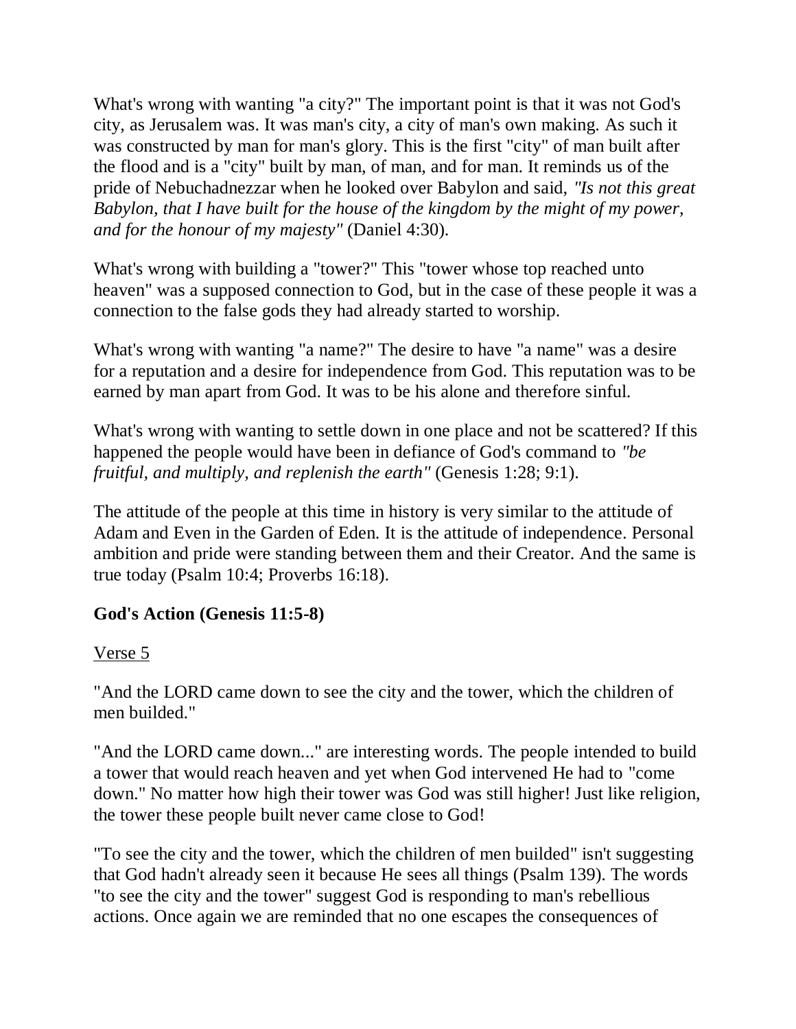What's wrong with wanting "a city?" The important point is that it was not God's city, as Jerusalem was. It was man's city, a city of man's own making. As such it was constructed by man for man's glory. This is the first "city" of man built after the flood and is a "city" built by man, of man, and for man. It reminds us of the pride of Nebuchadnezzar when he looked over Babylon and said, *"Is not this great Babylon, that I have built for the house of the kingdom by the might of my power, and for the honour of my majesty"* (Daniel 4:30).

What's wrong with building a "tower?" This "tower whose top reached unto heaven" was a supposed connection to God, but in the case of these people it was a connection to the false gods they had already started to worship.

What's wrong with wanting "a name?" The desire to have "a name" was a desire for a reputation and a desire for independence from God. This reputation was to be earned by man apart from God. It was to be his alone and therefore sinful.

What's wrong with wanting to settle down in one place and not be scattered? If this happened the people would have been in defiance of God's command to *"be fruitful, and multiply, and replenish the earth"* (Genesis 1:28; 9:1).

The attitude of the people at this time in history is very similar to the attitude of Adam and Even in the Garden of Eden. It is the attitude of independence. Personal ambition and pride were standing between them and their Creator. And the same is true today (Psalm 10:4; Proverbs 16:18).

**God's Action (Genesis 11:5-8)**

<u>Verse 5</u>

"And the LORD came down to see the city and the tower, which the children of men builded."

"And the LORD came down..." are interesting words. The people intended to build a tower that would reach heaven and yet when God intervened He had to "come down." No matter how high their tower was God was still higher! Just like religion, the tower these people built never came close to God!

"To see the city and the tower, which the children of men builded" isn't suggesting that God hadn't already seen it because He sees all things (Psalm 139). The words "to see the city and the tower" suggest God is responding to man's rebellious actions. Once again we are reminded that no one escapes the consequences of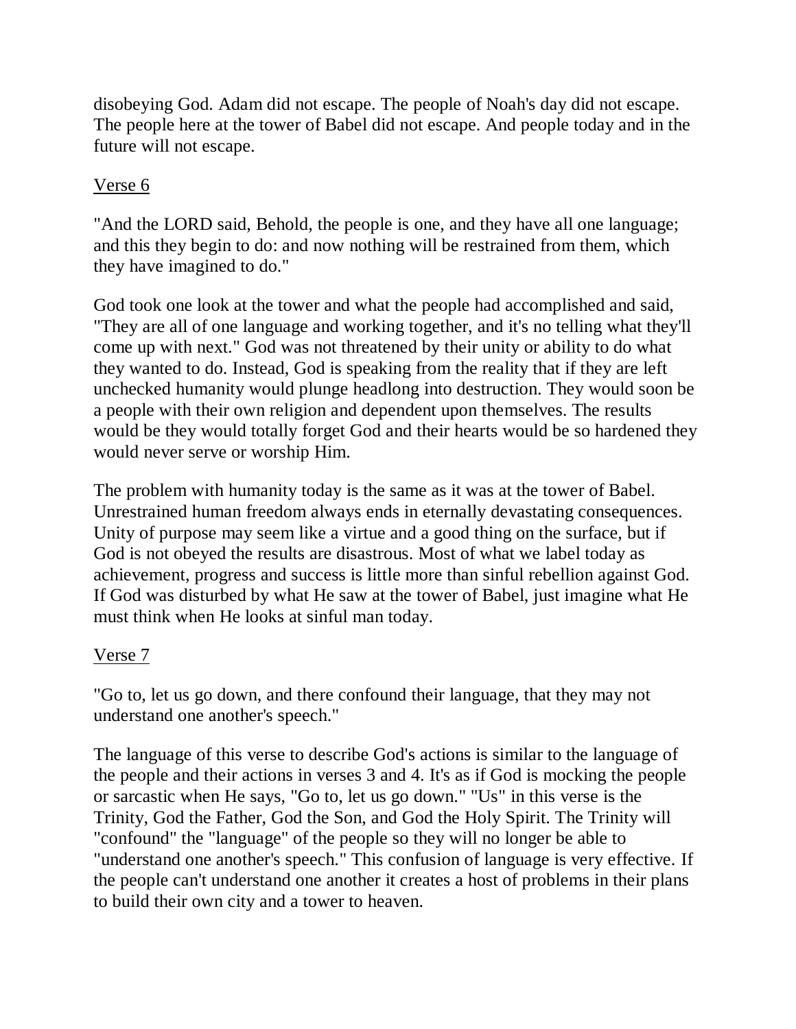disobeying God. Adam did not escape. The people of Noah's day did not escape. The people here at the tower of Babel did not escape. And people today and in the future will not escape.

<u>Verse 6</u>

"And the LORD said, Behold, the people is one, and they have all one language; and this they begin to do: and now nothing will be restrained from them, which they have imagined to do."

God took one look at the tower and what the people had accomplished and said, "They are all of one language and working together, and it's no telling what they'll come up with next." God was not threatened by their unity or ability to do what they wanted to do. Instead, God is speaking from the reality that if they are left unchecked humanity would plunge headlong into destruction. They would soon be a people with their own religion and dependent upon themselves. The results would be they would totally forget God and their hearts would be so hardened they would never serve or worship Him.

The problem with humanity today is the same as it was at the tower of Babel. Unrestrained human freedom always ends in eternally devastating consequences. Unity of purpose may seem like a virtue and a good thing on the surface, but if God is not obeyed the results are disastrous. Most of what we label today as achievement, progress and success is little more than sinful rebellion against God. If God was disturbed by what He saw at the tower of Babel, just imagine what He must think when He looks at sinful man today.

<u>Verse 7</u>

"Go to, let us go down, and there confound their language, that they may not understand one another's speech."

The language of this verse to describe God's actions is similar to the language of the people and their actions in verses 3 and 4. It's as if God is mocking the people or sarcastic when He says, "Go to, let us go down." "Us" in this verse is the Trinity, God the Father, God the Son, and God the Holy Spirit. The Trinity will "confound" the "language" of the people so they will no longer be able to "understand one another's speech." This confusion of language is very effective. If the people can't understand one another it creates a host of problems in their plans to build their own city and a tower to heaven.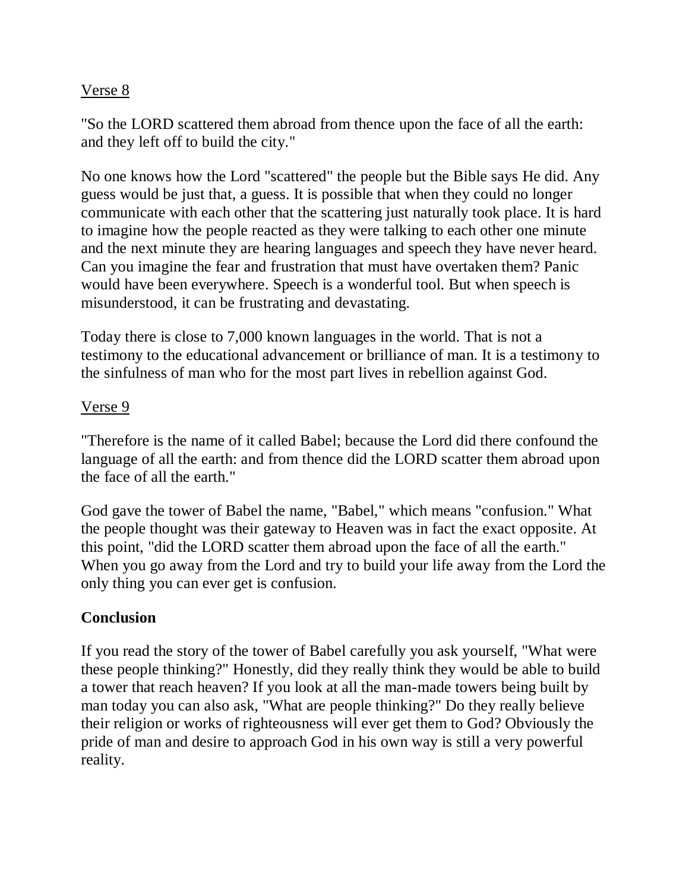Verse 8

"So the LORD scattered them abroad from thence upon the face of all the earth: and they left off to build the city."

No one knows how the Lord "scattered" the people but the Bible says He did. Any guess would be just that, a guess. It is possible that when they could no longer communicate with each other that the scattering just naturally took place. It is hard to imagine how the people reacted as they were talking to each other one minute and the next minute they are hearing languages and speech they have never heard. Can you imagine the fear and frustration that must have overtaken them? Panic would have been everywhere. Speech is a wonderful tool. But when speech is misunderstood, it can be frustrating and devastating.

Today there is close to 7,000 known languages in the world. That is not a testimony to the educational advancement or brilliance of man. It is a testimony to the sinfulness of man who for the most part lives in rebellion against God.

Verse 9

"Therefore is the name of it called Babel; because the Lord did there confound the language of all the earth: and from thence did the LORD scatter them abroad upon the face of all the earth."

God gave the tower of Babel the name, "Babel," which means "confusion." What the people thought was their gateway to Heaven was in fact the exact opposite. At this point, "did the LORD scatter them abroad upon the face of all the earth." When you go away from the Lord and try to build your life away from the Lord the only thing you can ever get is confusion.

**Conclusion**

If you read the story of the tower of Babel carefully you ask yourself, "What were these people thinking?" Honestly, did they really think they would be able to build a tower that reach heaven? If you look at all the man-made towers being built by man today you can also ask, "What are people thinking?" Do they really believe their religion or works of righteousness will ever get them to God? Obviously the pride of man and desire to approach God in his own way is still a very powerful reality.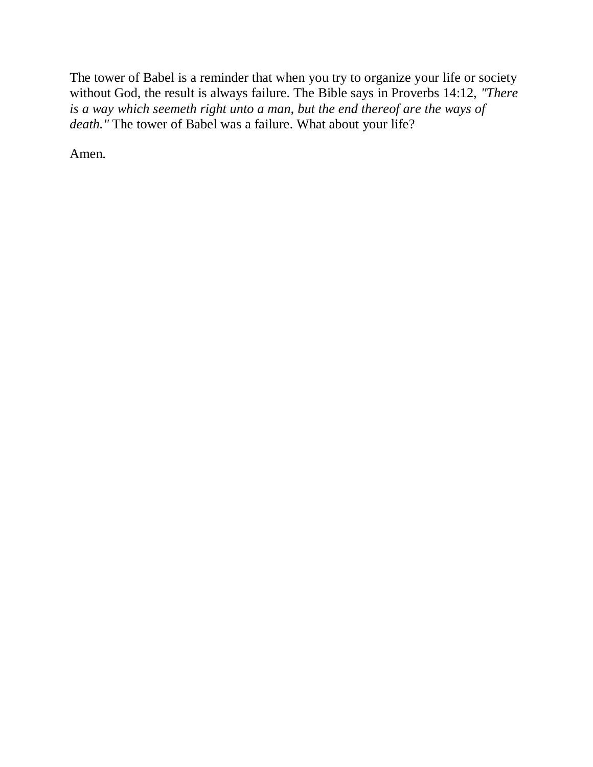The tower of Babel is a reminder that when you try to organize your life or society without God, the result is always failure. The Bible says in Proverbs 14:12, *"There is a way which seemeth right unto a man, but the end thereof are the ways of death."* The tower of Babel was a failure. What about your life?

Amen.